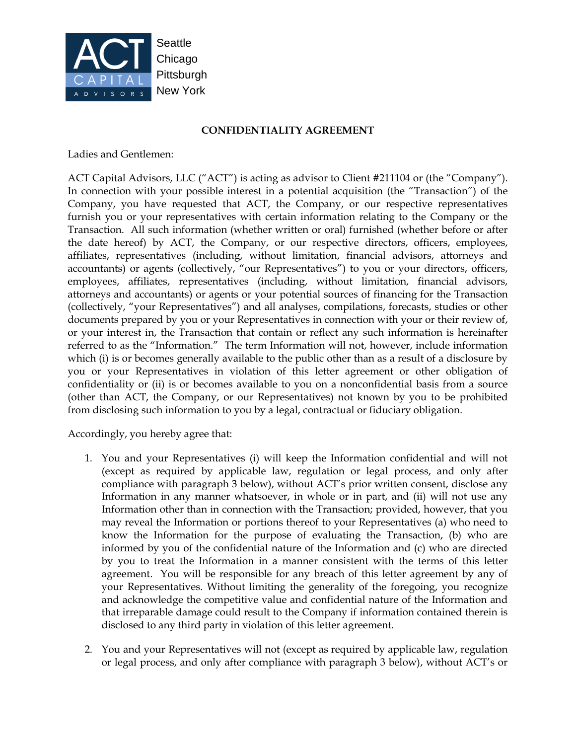ACT CAPITAL ADVISORS

Seattle
Chicago
Pittsburgh
New York

**CONFIDENTIALITY AGREEMENT**

Ladies and Gentlemen:

ACT Capital Advisors, LLC ("ACT") is acting as advisor to Client #211104 or (the "Company"). In connection with your possible interest in a potential acquisition (the "Transaction") of the Company, you have requested that ACT, the Company, or our respective representatives furnish you or your representatives with certain information relating to the Company or the Transaction. All such information (whether written or oral) furnished (whether before or after the date hereof) by ACT, the Company, or our respective directors, officers, employees, affiliates, representatives (including, without limitation, financial advisors, attorneys and accountants) or agents (collectively, "our Representatives") to you or your directors, officers, employees, affiliates, representatives (including, without limitation, financial advisors, attorneys and accountants) or agents or your potential sources of financing for the Transaction (collectively, "your Representatives") and all analyses, compilations, forecasts, studies or other documents prepared by you or your Representatives in connection with your or their review of, or your interest in, the Transaction that contain or reflect any such information is hereinafter referred to as the "Information." The term Information will not, however, include information which (i) is or becomes generally available to the public other than as a result of a disclosure by you or your Representatives in violation of this letter agreement or other obligation of confidentiality or (ii) is or becomes available to you on a nonconfidential basis from a source (other than ACT, the Company, or our Representatives) not known by you to be prohibited from disclosing such information to you by a legal, contractual or fiduciary obligation.

Accordingly, you hereby agree that:

1. You and your Representatives (i) will keep the Information confidential and will not (except as required by applicable law, regulation or legal process, and only after compliance with paragraph 3 below), without ACT's prior written consent, disclose any Information in any manner whatsoever, in whole or in part, and (ii) will not use any Information other than in connection with the Transaction; provided, however, that you may reveal the Information or portions thereof to your Representatives (a) who need to know the Information for the purpose of evaluating the Transaction, (b) who are informed by you of the confidential nature of the Information and (c) who are directed by you to treat the Information in a manner consistent with the terms of this letter agreement. You will be responsible for any breach of this letter agreement by any of your Representatives. Without limiting the generality of the foregoing, you recognize and acknowledge the competitive value and confidential nature of the Information and that irreparable damage could result to the Company if information contained therein is disclosed to any third party in violation of this letter agreement.

2. You and your Representatives will not (except as required by applicable law, regulation or legal process, and only after compliance with paragraph 3 below), without ACT's or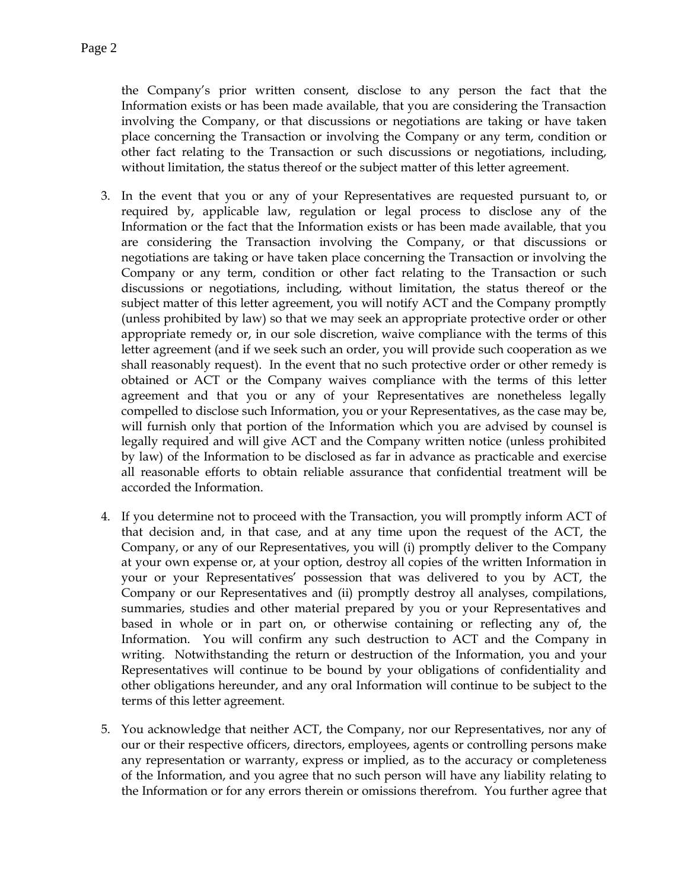the Company's prior written consent, disclose to any person the fact that the Information exists or has been made available, that you are considering the Transaction involving the Company, or that discussions or negotiations are taking or have taken place concerning the Transaction or involving the Company or any term, condition or other fact relating to the Transaction or such discussions or negotiations, including, without limitation, the status thereof or the subject matter of this letter agreement.

3. In the event that you or any of your Representatives are requested pursuant to, or required by, applicable law, regulation or legal process to disclose any of the Information or the fact that the Information exists or has been made available, that you are considering the Transaction involving the Company, or that discussions or negotiations are taking or have taken place concerning the Transaction or involving the Company or any term, condition or other fact relating to the Transaction or such discussions or negotiations, including, without limitation, the status thereof or the subject matter of this letter agreement, you will notify ACT and the Company promptly (unless prohibited by law) so that we may seek an appropriate protective order or other appropriate remedy or, in our sole discretion, waive compliance with the terms of this letter agreement (and if we seek such an order, you will provide such cooperation as we shall reasonably request). In the event that no such protective order or other remedy is obtained or ACT or the Company waives compliance with the terms of this letter agreement and that you or any of your Representatives are nonetheless legally compelled to disclose such Information, you or your Representatives, as the case may be, will furnish only that portion of the Information which you are advised by counsel is legally required and will give ACT and the Company written notice (unless prohibited by law) of the Information to be disclosed as far in advance as practicable and exercise all reasonable efforts to obtain reliable assurance that confidential treatment will be accorded the Information.

4. If you determine not to proceed with the Transaction, you will promptly inform ACT of that decision and, in that case, and at any time upon the request of the ACT, the Company, or any of our Representatives, you will (i) promptly deliver to the Company at your own expense or, at your option, destroy all copies of the written Information in your or your Representatives' possession that was delivered to you by ACT, the Company or our Representatives and (ii) promptly destroy all analyses, compilations, summaries, studies and other material prepared by you or your Representatives and based in whole or in part on, or otherwise containing or reflecting any of, the Information. You will confirm any such destruction to ACT and the Company in writing. Notwithstanding the return or destruction of the Information, you and your Representatives will continue to be bound by your obligations of confidentiality and other obligations hereunder, and any oral Information will continue to be subject to the terms of this letter agreement.

5. You acknowledge that neither ACT, the Company, nor our Representatives, nor any of our or their respective officers, directors, employees, agents or controlling persons make any representation or warranty, express or implied, as to the accuracy or completeness of the Information, and you agree that no such person will have any liability relating to the Information or for any errors therein or omissions therefrom. You further agree that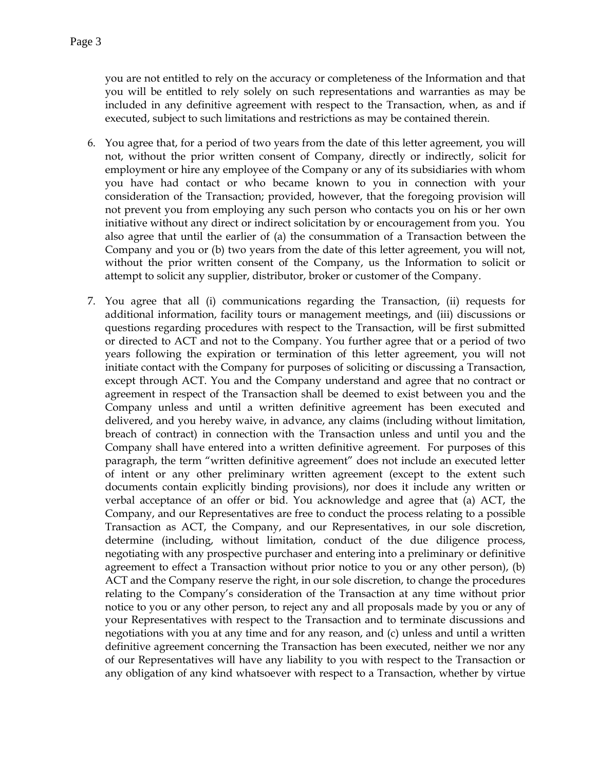you are not entitled to rely on the accuracy or completeness of the Information and that you will be entitled to rely solely on such representations and warranties as may be included in any definitive agreement with respect to the Transaction, when, as and if executed, subject to such limitations and restrictions as may be contained therein.

6. You agree that, for a period of two years from the date of this letter agreement, you will not, without the prior written consent of Company, directly or indirectly, solicit for employment or hire any employee of the Company or any of its subsidiaries with whom you have had contact or who became known to you in connection with your consideration of the Transaction; provided, however, that the foregoing provision will not prevent you from employing any such person who contacts you on his or her own initiative without any direct or indirect solicitation by or encouragement from you. You also agree that until the earlier of (a) the consummation of a Transaction between the Company and you or (b) two years from the date of this letter agreement, you will not, without the prior written consent of the Company, us the Information to solicit or attempt to solicit any supplier, distributor, broker or customer of the Company.

7. You agree that all (i) communications regarding the Transaction, (ii) requests for additional information, facility tours or management meetings, and (iii) discussions or questions regarding procedures with respect to the Transaction, will be first submitted or directed to ACT and not to the Company. You further agree that or a period of two years following the expiration or termination of this letter agreement, you will not initiate contact with the Company for purposes of soliciting or discussing a Transaction, except through ACT. You and the Company understand and agree that no contract or agreement in respect of the Transaction shall be deemed to exist between you and the Company unless and until a written definitive agreement has been executed and delivered, and you hereby waive, in advance, any claims (including without limitation, breach of contract) in connection with the Transaction unless and until you and the Company shall have entered into a written definitive agreement. For purposes of this paragraph, the term "written definitive agreement" does not include an executed letter of intent or any other preliminary written agreement (except to the extent such documents contain explicitly binding provisions), nor does it include any written or verbal acceptance of an offer or bid. You acknowledge and agree that (a) ACT, the Company, and our Representatives are free to conduct the process relating to a possible Transaction as ACT, the Company, and our Representatives, in our sole discretion, determine (including, without limitation, conduct of the due diligence process, negotiating with any prospective purchaser and entering into a preliminary or definitive agreement to effect a Transaction without prior notice to you or any other person), (b) ACT and the Company reserve the right, in our sole discretion, to change the procedures relating to the Company's consideration of the Transaction at any time without prior notice to you or any other person, to reject any and all proposals made by you or any of your Representatives with respect to the Transaction and to terminate discussions and negotiations with you at any time and for any reason, and (c) unless and until a written definitive agreement concerning the Transaction has been executed, neither we nor any of our Representatives will have any liability to you with respect to the Transaction or any obligation of any kind whatsoever with respect to a Transaction, whether by virtue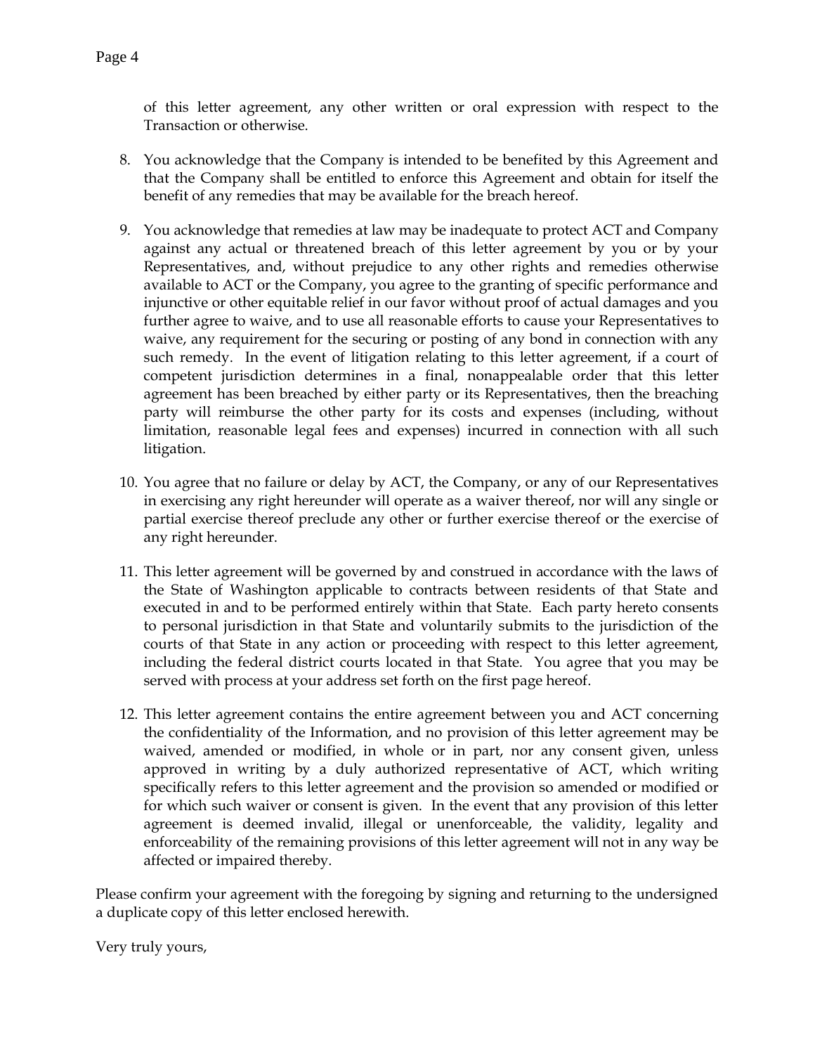of this letter agreement, any other written or oral expression with respect to the Transaction or otherwise.

8. You acknowledge that the Company is intended to be benefited by this Agreement and that the Company shall be entitled to enforce this Agreement and obtain for itself the benefit of any remedies that may be available for the breach hereof.

9. You acknowledge that remedies at law may be inadequate to protect ACT and Company against any actual or threatened breach of this letter agreement by you or by your Representatives, and, without prejudice to any other rights and remedies otherwise available to ACT or the Company, you agree to the granting of specific performance and injunctive or other equitable relief in our favor without proof of actual damages and you further agree to waive, and to use all reasonable efforts to cause your Representatives to waive, any requirement for the securing or posting of any bond in connection with any such remedy. In the event of litigation relating to this letter agreement, if a court of competent jurisdiction determines in a final, nonappealable order that this letter agreement has been breached by either party or its Representatives, then the breaching party will reimburse the other party for its costs and expenses (including, without limitation, reasonable legal fees and expenses) incurred in connection with all such litigation.

10. You agree that no failure or delay by ACT, the Company, or any of our Representatives in exercising any right hereunder will operate as a waiver thereof, nor will any single or partial exercise thereof preclude any other or further exercise thereof or the exercise of any right hereunder.

11. This letter agreement will be governed by and construed in accordance with the laws of the State of Washington applicable to contracts between residents of that State and executed in and to be performed entirely within that State. Each party hereto consents to personal jurisdiction in that State and voluntarily submits to the jurisdiction of the courts of that State in any action or proceeding with respect to this letter agreement, including the federal district courts located in that State. You agree that you may be served with process at your address set forth on the first page hereof.

12. This letter agreement contains the entire agreement between you and ACT concerning the confidentiality of the Information, and no provision of this letter agreement may be waived, amended or modified, in whole or in part, nor any consent given, unless approved in writing by a duly authorized representative of ACT, which writing specifically refers to this letter agreement and the provision so amended or modified or for which such waiver or consent is given. In the event that any provision of this letter agreement is deemed invalid, illegal or unenforceable, the validity, legality and enforceability of the remaining provisions of this letter agreement will not in any way be affected or impaired thereby.

Please confirm your agreement with the foregoing by signing and returning to the undersigned a duplicate copy of this letter enclosed herewith.

Very truly yours,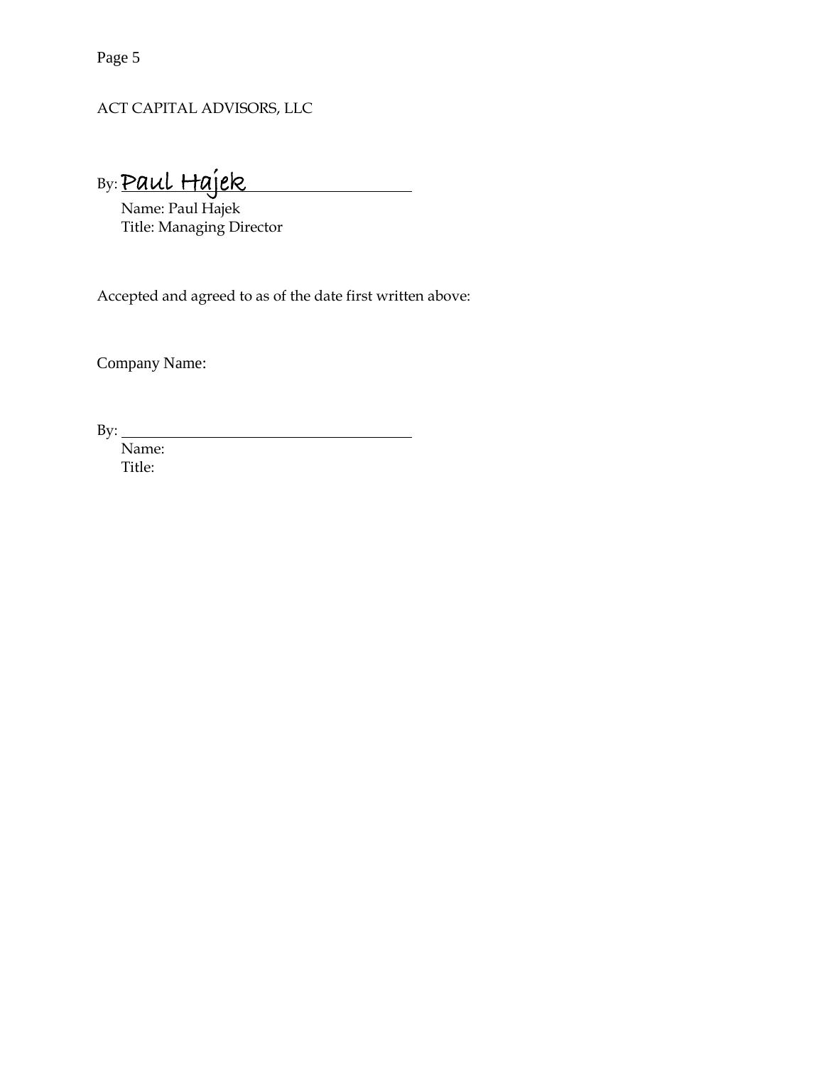ACT CAPITAL ADVISORS, LLC

By: Paul Hajek

Name: Paul Hajek
Title: Managing Director

Accepted and agreed to as of the date first written above:

Company Name:

By: ______________________________

Name:
Title: